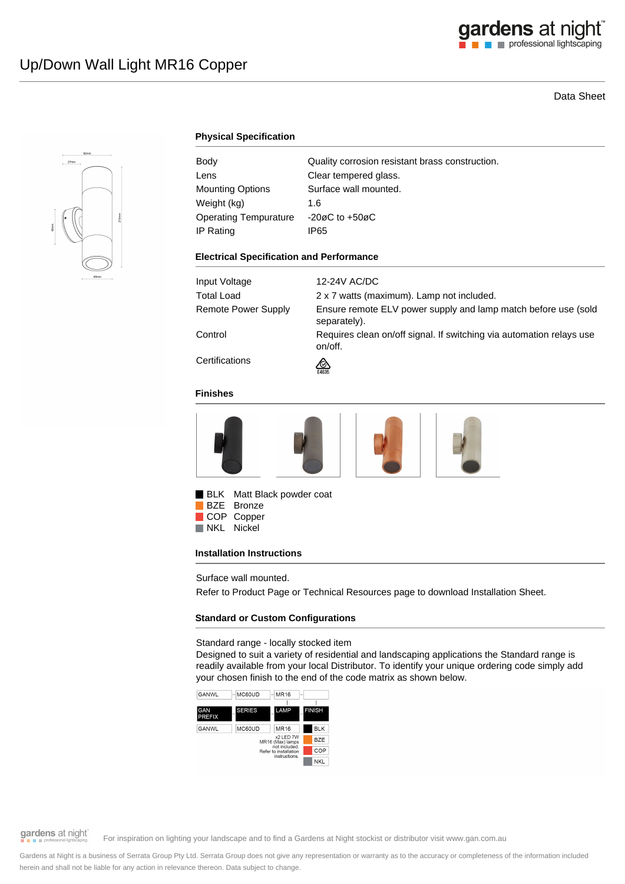# Up/Down Wall Light MR16 Copper

Data Sheet

## Physical Specification

| | |
|---|---|
| Body | Quality corrosion resistant brass construction. |
| Lens | Clear tempered glass. |
| Mounting Options | Surface wall mounted. |
| Weight (kg) | 1.6 |
| Operating Tempurature | -20øC to +50øC |
| IP Rating | IP65 |

## Electrical Specification and Performance

| | |
|---|---|
| Input Voltage | 12-24V AC/DC |
| Total Load | 2 x 7 watts (maximum). Lamp not included. |
| Remote Power Supply | Ensure remote ELV power supply and lamp match before use (sold separately). |
| Control | Requires clean on/off signal. If switching via automation relays use on/off. |
| Certifications | E4635 |

## Finishes

- BLK Matt Black powder coat
- BZE Bronze
- COP Copper
- NKL Nickel

## Installation Instructions

Surface wall mounted.

Refer to Product Page or Technical Resources page to download Installation Sheet.

## Standard or Custom Configurations

Standard range - locally stocked item

Designed to suit a variety of residential and landscaping applications the Standard range is readily available from your local Distributor. To identify your unique ordering code simply add your chosen finish to the end of the code matrix as shown below.

| GANWL | MC60UD | MR16 | |
|---|---|---|---|
| GAN PREFIX | SERIES | LAMP | FINISH |
| GANWL | MC60UD | MR16 | BLK |
| | | x2 LED 7W MR16 (Max) lamps not included. Refer to installation instructions. | BZE |
| | | | COP |
| | | | NKL |

For inspiration on lighting your landscape and to find a Gardens at Night stockist or distributor visit www.gan.com.au

Gardens at Night is a business of Serrata Group Pty Ltd. Serrata Group does not give any representation or warranty as to the accuracy or completeness of the information included herein and shall not be liable for any action in relevance thereon. Data subject to change.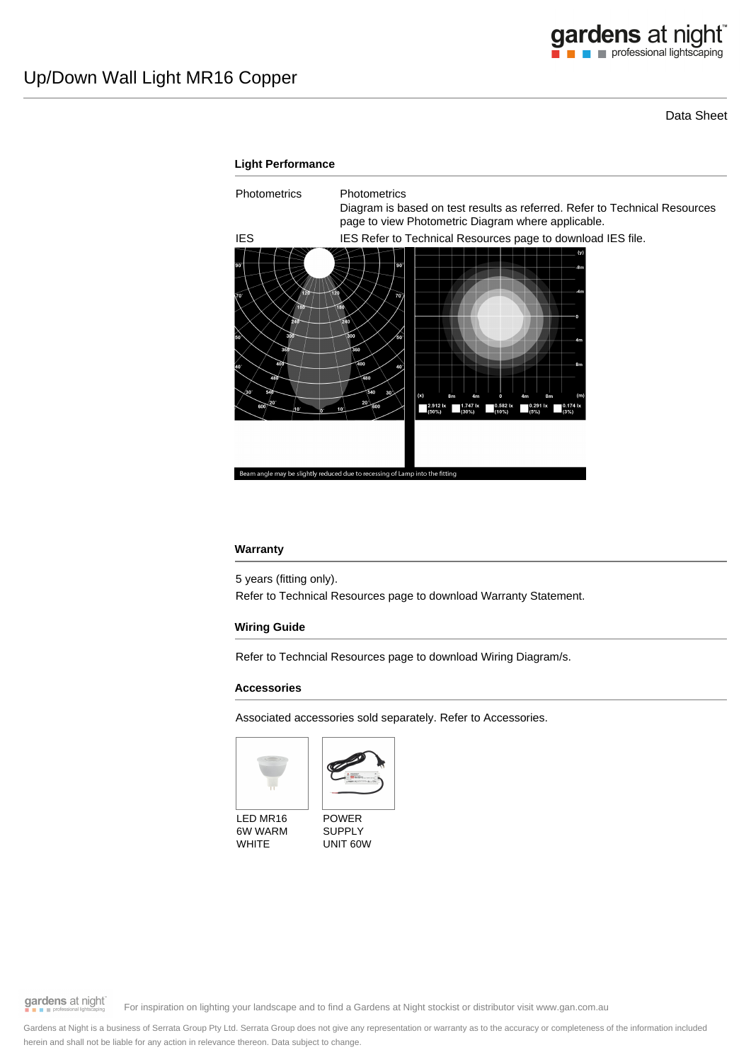# Up/Down Wall Light MR16 Copper

Data Sheet

## Light Performance

| | |
|---|---|
| Photometrics | Photometrics<br>Diagram is based on test results as referred. Refer to Technical Resources page to view Photometric Diagram where applicable. |
| IES | IES Refer to Technical Resources page to download IES file. |

Beam angle may be slightly reduced due to recessing of Lamp into the fitting

## Warranty

5 years (fitting only).

Refer to Technical Resources page to download Warranty Statement.

## Wiring Guide

Refer to Techncial Resources page to download Wiring Diagram/s.

## Accessories

Associated accessories sold separately. Refer to Accessories.

LED MR16 6W WARM WHITE

POWER SUPPLY UNIT 60W

For inspiration on lighting your landscape and to find a Gardens at Night stockist or distributor visit www.gan.com.au

Gardens at Night is a business of Serrata Group Pty Ltd. Serrata Group does not give any representation or warranty as to the accuracy or completeness of the information included herein and shall not be liable for any action in relevance thereon. Data subject to change.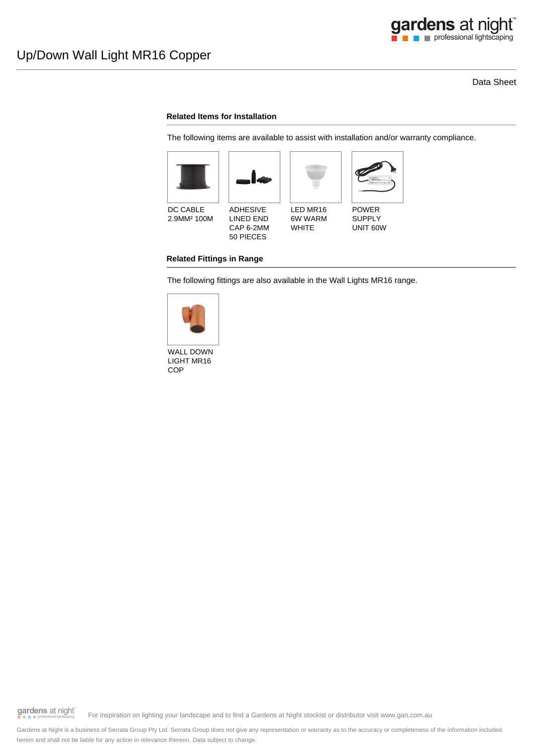# Up/Down Wall Light MR16 Copper

Data Sheet

### Related Items for Installation

The following items are available to assist with installation and/or warranty compliance.

DC CABLE 2.9MM² 100M

ADHESIVE LINED END CAP 6-2MM 50 PIECES

LED MR16 6W WARM WHITE

POWER SUPPLY UNIT 60W

### Related Fittings in Range

The following fittings are also available in the Wall Lights MR16 range.

WALL DOWN LIGHT MR16 COP

For inspiration on lighting your landscape and to find a Gardens at Night stockist or distributor visit www.gan.com.au

Gardens at Night is a business of Serrata Group Pty Ltd. Serrata Group does not give any representation or warranty as to the accuracy or completeness of the information included herein and shall not be liable for any action in relevance thereon. Data subject to change.